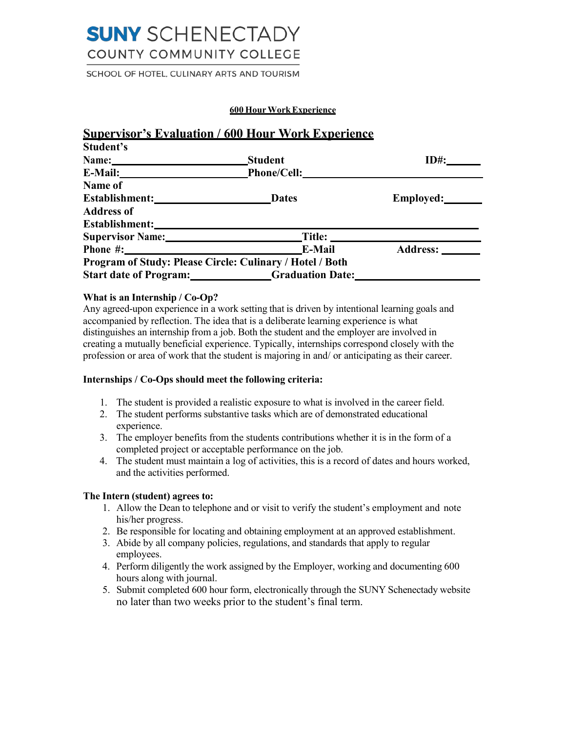**SUNY SCHENECTADY**
**COUNTY COMMUNITY COLLEGE**
SCHOOL OF HOTEL, CULINARY ARTS AND TOURISM

**600 Hour Work Experience**

## Supervisor's Evaluation / 600 Hour Work Experience

**Student's Name:** \_\_\_\_\_\_\_\_\_\_\_\_\_\_\_\_\_\_\_\_\_\_\_\_ **Student ID#:** \_\_\_\_\_\_

**E-Mail:** \_\_\_\_\_\_\_\_\_\_\_\_\_\_\_\_\_\_\_\_\_\_\_\_ **Phone/Cell:** \_\_\_\_\_\_\_\_\_\_\_\_\_\_\_\_\_\_\_\_\_\_\_\_

**Name of Establishment:** \_\_\_\_\_\_\_\_\_\_\_\_\_\_\_\_\_\_\_\_ **Dates Employed:** \_\_\_\_\_\_

**Address of Establishment:** \_\_\_\_\_\_\_\_\_\_\_\_\_\_\_\_\_\_\_\_\_\_\_\_\_\_\_\_\_\_\_\_\_\_\_\_\_\_\_\_\_\_\_\_\_\_

**Supervisor Name:** \_\_\_\_\_\_\_\_\_\_\_\_\_\_\_\_\_\_\_\_\_\_\_\_ **Title:** \_\_\_\_\_\_\_\_\_\_\_\_\_\_\_\_\_\_\_\_\_\_\_\_

**Phone #:** \_\_\_\_\_\_\_\_\_\_\_\_\_\_\_\_\_\_\_\_\_\_\_\_ **E-Mail Address:** \_\_\_\_\_\_\_

**Program of Study: Please Circle: Culinary / Hotel / Both**

**Start date of Program:** \_\_\_\_\_\_\_\_\_\_\_\_\_\_ **Graduation Date:** \_\_\_\_\_\_\_\_\_\_\_\_\_\_\_\_\_\_\_\_

**What is an Internship / Co-Op?**

Any agreed-upon experience in a work setting that is driven by intentional learning goals and accompanied by reflection. The idea that is a deliberate learning experience is what distinguishes an internship from a job. Both the student and the employer are involved in creating a mutually beneficial experience. Typically, internships correspond closely with the profession or area of work that the student is majoring in and/ or anticipating as their career.

**Internships / Co-Ops should meet the following criteria:**

1. The student is provided a realistic exposure to what is involved in the career field.
2. The student performs substantive tasks which are of demonstrated educational experience.
3. The employer benefits from the students contributions whether it is in the form of a completed project or acceptable performance on the job.
4. The student must maintain a log of activities, this is a record of dates and hours worked, and the activities performed.

**The Intern (student) agrees to:**

1. Allow the Dean to telephone and or visit to verify the student's employment and note his/her progress.
2. Be responsible for locating and obtaining employment at an approved establishment.
3. Abide by all company policies, regulations, and standards that apply to regular employees.
4. Perform diligently the work assigned by the Employer, working and documenting 600 hours along with journal.
5. Submit completed 600 hour form, electronically through the SUNY Schenectady website no later than two weeks prior to the student's final term.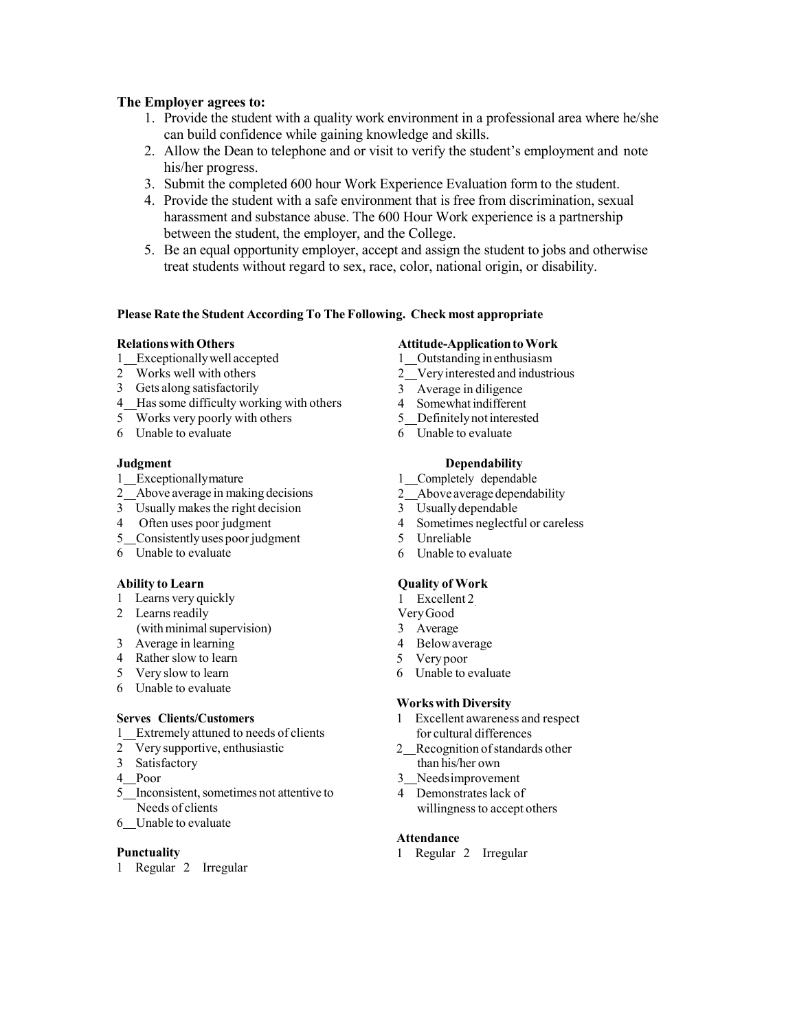**The Employer agrees to:**

1. Provide the student with a quality work environment in a professional area where he/she can build confidence while gaining knowledge and skills.
2. Allow the Dean to telephone and or visit to verify the student's employment and note his/her progress.
3. Submit the completed 600 hour Work Experience Evaluation form to the student.
4. Provide the student with a safe environment that is free from discrimination, sexual harassment and substance abuse. The 600 Hour Work experience is a partnership between the student, the employer, and the College.
5. Be an equal opportunity employer, accept and assign the student to jobs and otherwise treat students without regard to sex, race, color, national origin, or disability.

**Please Rate the Student According To The Following. Check most appropriate**

**Relations with Others**

1__Exceptionally well accepted
2 Works well with others
3 Gets along satisfactorily
4__Has some difficulty working with others
5 Works very poorly with others
6 Unable to evaluate

**Judgment**

1__Exceptionally mature
2__Above average in making decisions
3 Usually makes the right decision
4 Often uses poor judgment
5__Consistently uses poor judgment
6 Unable to evaluate

**Ability to Learn**

1 Learns very quickly
2 Learns readily
(with minimal supervision)
3 Average in learning
4 Rather slow to learn
5 Very slow to learn
6 Unable to evaluate

**Serves Clients/Customers**

1__Extremely attuned to needs of clients
2 Very supportive, enthusiastic
3 Satisfactory
4__Poor
5__Inconsistent, sometimes not attentive to Needs of clients
6__Unable to evaluate

**Punctuality**

1 Regular 2 Irregular

**Attitude-Application to Work**

1__Outstanding in enthusiasm
2__Very interested and industrious
3 Average in diligence
4 Somewhat indifferent
5__Definitely not interested
6 Unable to evaluate

**Dependability**

1__Completely dependable
2__Above average dependability
3 Usually dependable
4 Sometimes neglectful or careless
5 Unreliable
6 Unable to evaluate

**Quality of Work**

1 Excellent 2
Very Good
3 Average
4 Below average
5 Very poor
6 Unable to evaluate

**Works with Diversity**

1 Excellent awareness and respect for cultural differences
2__Recognition of standards other than his/her own
3__Needs improvement
4 Demonstrates lack of willingness to accept others

**Attendance**

1 Regular 2 Irregular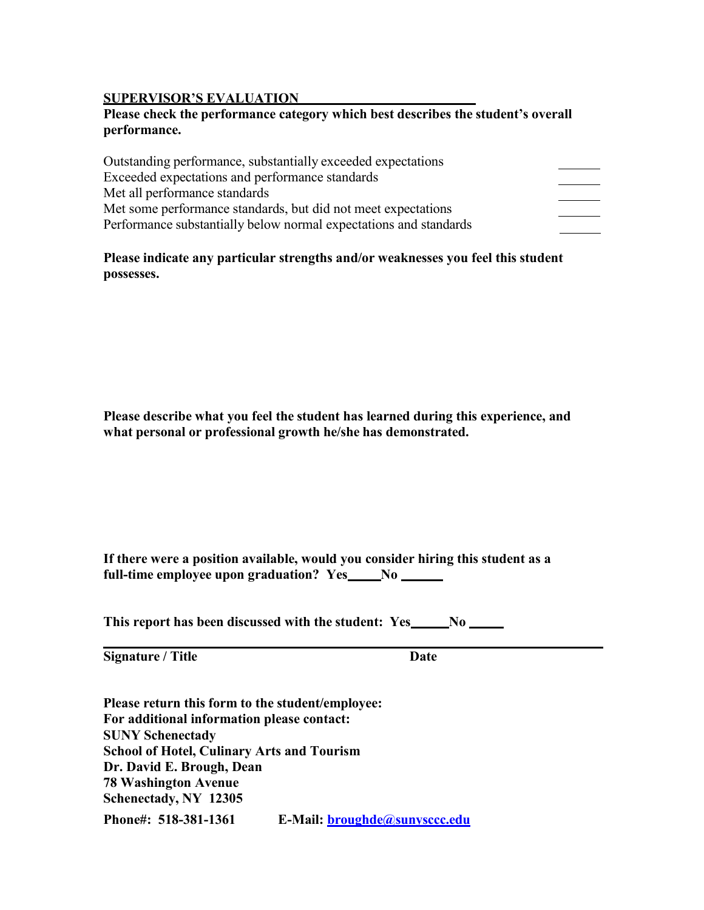## SUPERVISOR'S EVALUATION

**Please check the performance category which best describes the student's overall performance.**

| Performance category | |
|---|---|
| Outstanding performance, substantially exceeded expectations | ______ |
| Exceeded expectations and performance standards | ______ |
| Met all performance standards | ______ |
| Met some performance standards, but did not meet expectations | ______ |
| Performance substantially below normal expectations and standards | ______ |

**Please indicate any particular strengths and/or weaknesses you feel this student possesses.**

**Please describe what you feel the student has learned during this experience, and what personal or professional growth he/she has demonstrated.**

**If there were a position available, would you consider hiring this student as a full-time employee upon graduation? Yes_____ No ______**

**This report has been discussed with the student: Yes______ No _____**

**Signature / Title** **Date**

**Please return this form to the student/employee:**
**For additional information please contact:**
**SUNY Schenectady**
**School of Hotel, Culinary Arts and Tourism**
**Dr. David E. Brough, Dean**
**78 Washington Avenue**
**Schenectady, NY 12305**
**Phone#: 518-381-1361** **E-Mail: broughde@sunysccc.edu**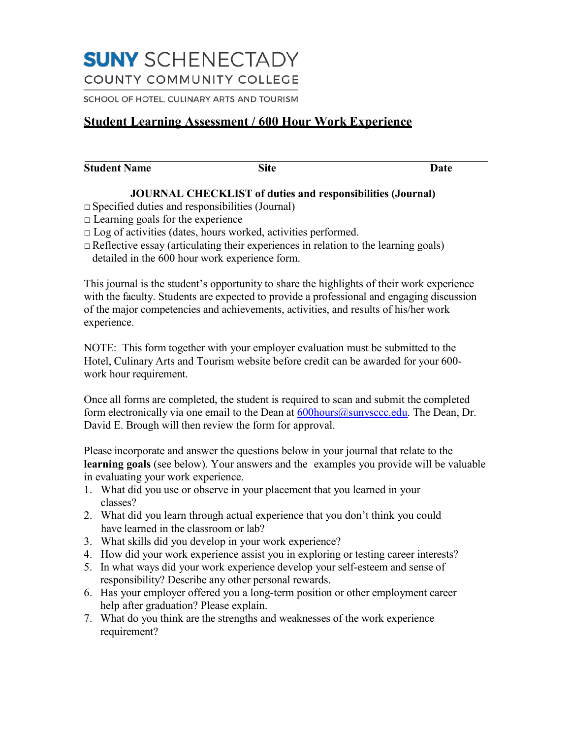# SUNY SCHENECTADY
COUNTY COMMUNITY COLLEGE

SCHOOL OF HOTEL, CULINARY ARTS AND TOURISM

## Student Learning Assessment / 600 Hour Work Experience

**Student Name** **Site** **Date**

### JOURNAL CHECKLIST of duties and responsibilities (Journal)

□ Specified duties and responsibilities (Journal)
□ Learning goals for the experience
□ Log of activities (dates, hours worked, activities performed.
□ Reflective essay (articulating their experiences in relation to the learning goals) detailed in the 600 hour work experience form.

This journal is the student's opportunity to share the highlights of their work experience with the faculty. Students are expected to provide a professional and engaging discussion of the major competencies and achievements, activities, and results of his/her work experience.

NOTE: This form together with your employer evaluation must be submitted to the Hotel, Culinary Arts and Tourism website before credit can be awarded for your 600-work hour requirement.

Once all forms are completed, the student is required to scan and submit the completed form electronically via one email to the Dean at 600hours@sunysccc.edu. The Dean, Dr. David E. Brough will then review the form for approval.

Please incorporate and answer the questions below in your journal that relate to the **learning goals** (see below). Your answers and the examples you provide will be valuable in evaluating your work experience.

1. What did you use or observe in your placement that you learned in your classes?
2. What did you learn through actual experience that you don't think you could have learned in the classroom or lab?
3. What skills did you develop in your work experience?
4. How did your work experience assist you in exploring or testing career interests?
5. In what ways did your work experience develop your self-esteem and sense of responsibility? Describe any other personal rewards.
6. Has your employer offered you a long-term position or other employment career help after graduation? Please explain.
7. What do you think are the strengths and weaknesses of the work experience requirement?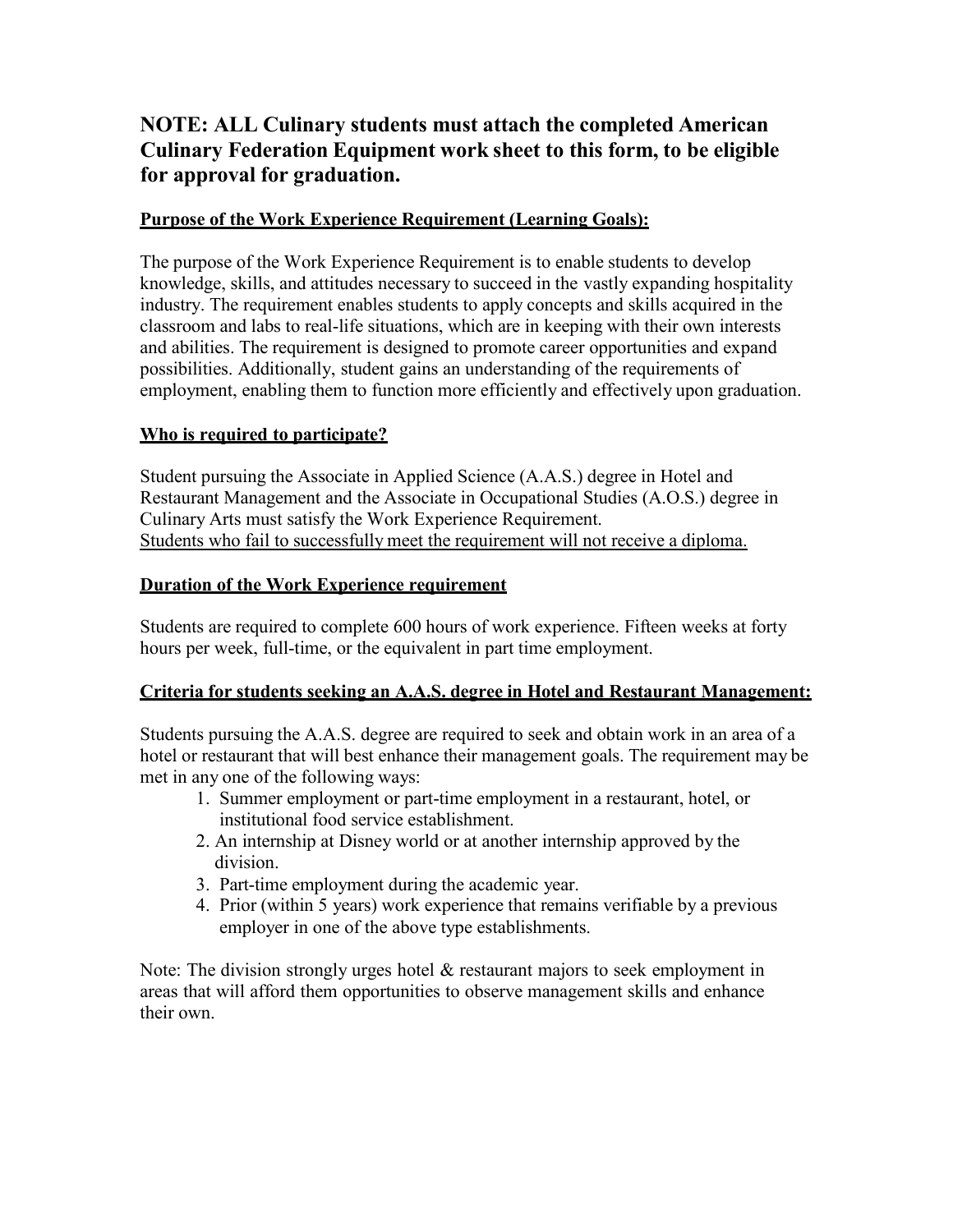**NOTE: ALL Culinary students must attach the completed American Culinary Federation Equipment work sheet to this form, to be eligible for approval for graduation.**

**Purpose of the Work Experience Requirement (Learning Goals):**

The purpose of the Work Experience Requirement is to enable students to develop knowledge, skills, and attitudes necessary to succeed in the vastly expanding hospitality industry. The requirement enables students to apply concepts and skills acquired in the classroom and labs to real-life situations, which are in keeping with their own interests and abilities. The requirement is designed to promote career opportunities and expand possibilities. Additionally, student gains an understanding of the requirements of employment, enabling them to function more efficiently and effectively upon graduation.

**Who is required to participate?**

Student pursuing the Associate in Applied Science (A.A.S.) degree in Hotel and Restaurant Management and the Associate in Occupational Studies (A.O.S.) degree in Culinary Arts must satisfy the Work Experience Requirement.
Students who fail to successfully meet the requirement will not receive a diploma.

**Duration of the Work Experience requirement**

Students are required to complete 600 hours of work experience. Fifteen weeks at forty hours per week, full-time, or the equivalent in part time employment.

**Criteria for students seeking an A.A.S. degree in Hotel and Restaurant Management:**

Students pursuing the A.A.S. degree are required to seek and obtain work in an area of a hotel or restaurant that will best enhance their management goals. The requirement may be met in any one of the following ways:

1. Summer employment or part-time employment in a restaurant, hotel, or institutional food service establishment.
2. An internship at Disney world or at another internship approved by the division.
3. Part-time employment during the academic year.
4. Prior (within 5 years) work experience that remains verifiable by a previous employer in one of the above type establishments.

Note: The division strongly urges hotel & restaurant majors to seek employment in areas that will afford them opportunities to observe management skills and enhance their own.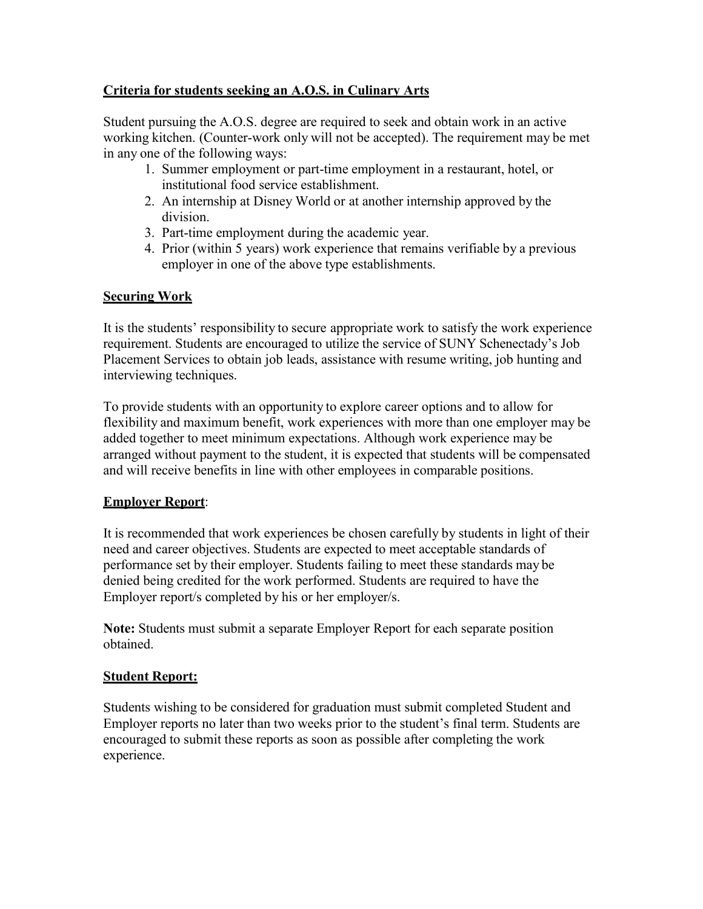**Criteria for students seeking an A.O.S. in Culinary Arts**

Student pursuing the A.O.S. degree are required to seek and obtain work in an active working kitchen. (Counter-work only will not be accepted). The requirement may be met in any one of the following ways:

1. Summer employment or part-time employment in a restaurant, hotel, or institutional food service establishment.
2. An internship at Disney World or at another internship approved by the division.
3. Part-time employment during the academic year.
4. Prior (within 5 years) work experience that remains verifiable by a previous employer in one of the above type establishments.

**Securing Work**

It is the students' responsibility to secure appropriate work to satisfy the work experience requirement. Students are encouraged to utilize the service of SUNY Schenectady's Job Placement Services to obtain job leads, assistance with resume writing, job hunting and interviewing techniques.

To provide students with an opportunity to explore career options and to allow for flexibility and maximum benefit, work experiences with more than one employer may be added together to meet minimum expectations. Although work experience may be arranged without payment to the student, it is expected that students will be compensated and will receive benefits in line with other employees in comparable positions.

**Employer Report**:

It is recommended that work experiences be chosen carefully by students in light of their need and career objectives. Students are expected to meet acceptable standards of performance set by their employer. Students failing to meet these standards may be denied being credited for the work performed. Students are required to have the Employer report/s completed by his or her employer/s.

**Note:** Students must submit a separate Employer Report for each separate position obtained.

**Student Report:**

Students wishing to be considered for graduation must submit completed Student and Employer reports no later than two weeks prior to the student's final term. Students are encouraged to submit these reports as soon as possible after completing the work experience.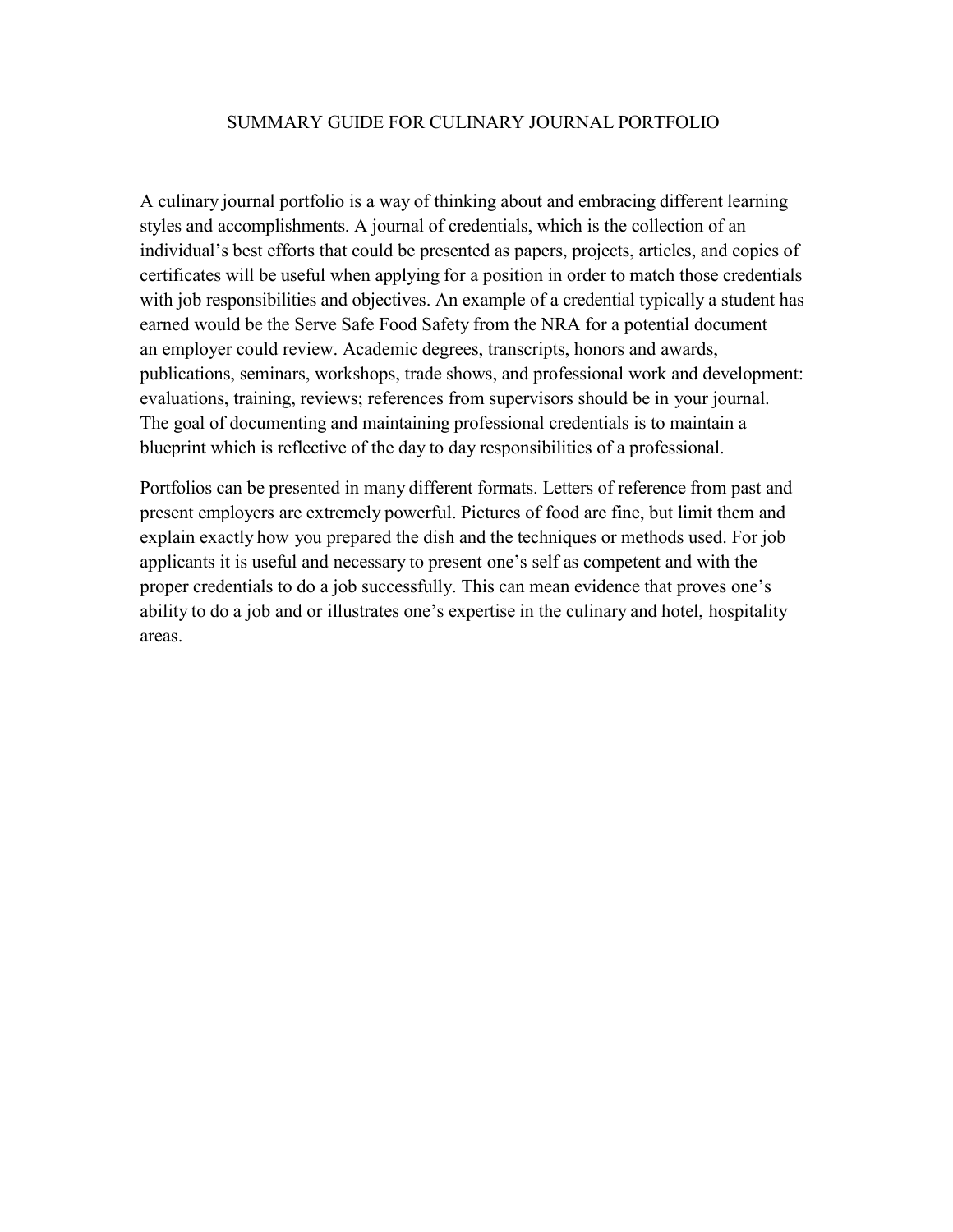## SUMMARY GUIDE FOR CULINARY JOURNAL PORTFOLIO

A culinary journal portfolio is a way of thinking about and embracing different learning styles and accomplishments. A journal of credentials, which is the collection of an individual's best efforts that could be presented as papers, projects, articles, and copies of certificates will be useful when applying for a position in order to match those credentials with job responsibilities and objectives. An example of a credential typically a student has earned would be the Serve Safe Food Safety from the NRA for a potential document an employer could review. Academic degrees, transcripts, honors and awards, publications, seminars, workshops, trade shows, and professional work and development: evaluations, training, reviews; references from supervisors should be in your journal. The goal of documenting and maintaining professional credentials is to maintain a blueprint which is reflective of the day to day responsibilities of a professional.

Portfolios can be presented in many different formats. Letters of reference from past and present employers are extremely powerful. Pictures of food are fine, but limit them and explain exactly how you prepared the dish and the techniques or methods used. For job applicants it is useful and necessary to present one's self as competent and with the proper credentials to do a job successfully. This can mean evidence that proves one's ability to do a job and or illustrates one's expertise in the culinary and hotel, hospitality areas.